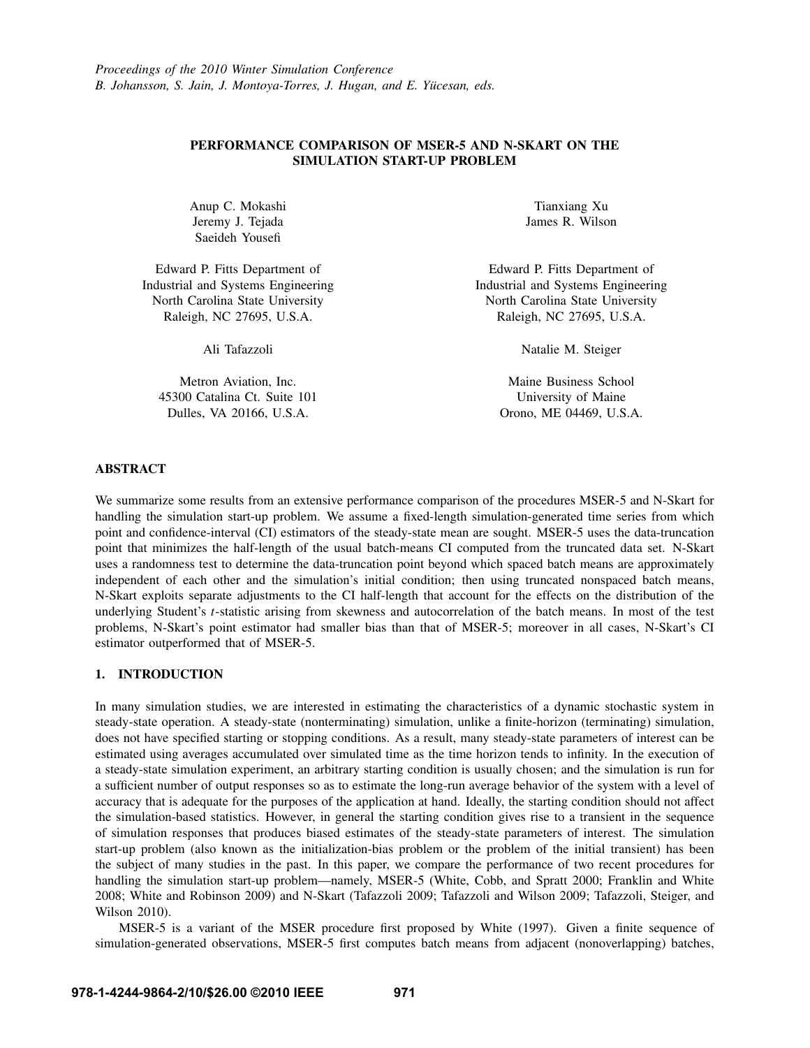*Proceedings of the 2010 Winter Simulation Conference*
*B. Johansson, S. Jain, J. Montoya-Torres, J. Hugan, and E. Yücesan, eds.*

# PERFORMANCE COMPARISON OF MSER-5 AND N-SKART ON THE SIMULATION START-UP PROBLEM

Anup C. Mokashi
Jeremy J. Tejada
Saeideh Yousefi

Edward P. Fitts Department of
Industrial and Systems Engineering
North Carolina State University
Raleigh, NC 27695, U.S.A.

Tianxiang Xu
James R. Wilson

Edward P. Fitts Department of
Industrial and Systems Engineering
North Carolina State University
Raleigh, NC 27695, U.S.A.

Ali Tafazzoli

Metron Aviation, Inc.
45300 Catalina Ct. Suite 101
Dulles, VA 20166, U.S.A.

Natalie M. Steiger

Maine Business School
University of Maine
Orono, ME 04469, U.S.A.

## ABSTRACT

We summarize some results from an extensive performance comparison of the procedures MSER-5 and N-Skart for handling the simulation start-up problem. We assume a fixed-length simulation-generated time series from which point and confidence-interval (CI) estimators of the steady-state mean are sought. MSER-5 uses the data-truncation point that minimizes the half-length of the usual batch-means CI computed from the truncated data set. N-Skart uses a randomness test to determine the data-truncation point beyond which spaced batch means are approximately independent of each other and the simulation's initial condition; then using truncated nonspaced batch means, N-Skart exploits separate adjustments to the CI half-length that account for the effects on the distribution of the underlying Student's $t$-statistic arising from skewness and autocorrelation of the batch means. In most of the test problems, N-Skart's point estimator had smaller bias than that of MSER-5; moreover in all cases, N-Skart's CI estimator outperformed that of MSER-5.

## 1. INTRODUCTION

In many simulation studies, we are interested in estimating the characteristics of a dynamic stochastic system in steady-state operation. A steady-state (nonterminating) simulation, unlike a finite-horizon (terminating) simulation, does not have specified starting or stopping conditions. As a result, many steady-state parameters of interest can be estimated using averages accumulated over simulated time as the time horizon tends to infinity. In the execution of a steady-state simulation experiment, an arbitrary starting condition is usually chosen; and the simulation is run for a sufficient number of output responses so as to estimate the long-run average behavior of the system with a level of accuracy that is adequate for the purposes of the application at hand. Ideally, the starting condition should not affect the simulation-based statistics. However, in general the starting condition gives rise to a transient in the sequence of simulation responses that produces biased estimates of the steady-state parameters of interest. The simulation start-up problem (also known as the initialization-bias problem or the problem of the initial transient) has been the subject of many studies in the past. In this paper, we compare the performance of two recent procedures for handling the simulation start-up problem—namely, MSER-5 (White, Cobb, and Spratt 2000; Franklin and White 2008; White and Robinson 2009) and N-Skart (Tafazzoli 2009; Tafazzoli and Wilson 2009; Tafazzoli, Steiger, and Wilson 2010).

MSER-5 is a variant of the MSER procedure first proposed by White (1997). Given a finite sequence of simulation-generated observations, MSER-5 first computes batch means from adjacent (nonoverlapping) batches,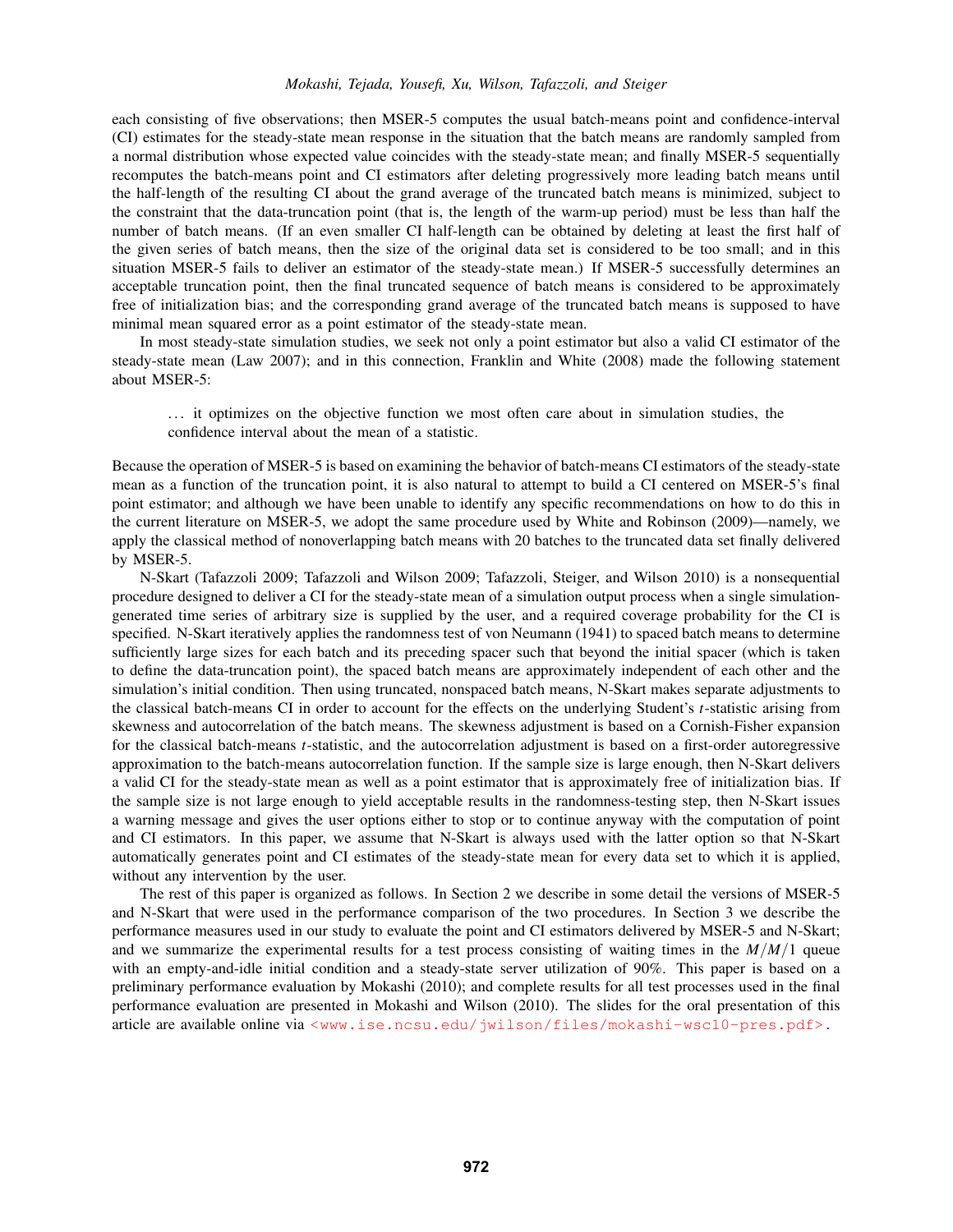each consisting of five observations; then MSER-5 computes the usual batch-means point and confidence-interval (CI) estimates for the steady-state mean response in the situation that the batch means are randomly sampled from a normal distribution whose expected value coincides with the steady-state mean; and finally MSER-5 sequentially recomputes the batch-means point and CI estimators after deleting progressively more leading batch means until the half-length of the resulting CI about the grand average of the truncated batch means is minimized, subject to the constraint that the data-truncation point (that is, the length of the warm-up period) must be less than half the number of batch means. (If an even smaller CI half-length can be obtained by deleting at least the first half of the given series of batch means, then the size of the original data set is considered to be too small; and in this situation MSER-5 fails to deliver an estimator of the steady-state mean.) If MSER-5 successfully determines an acceptable truncation point, then the final truncated sequence of batch means is considered to be approximately free of initialization bias; and the corresponding grand average of the truncated batch means is supposed to have minimal mean squared error as a point estimator of the steady-state mean.

In most steady-state simulation studies, we seek not only a point estimator but also a valid CI estimator of the steady-state mean (Law 2007); and in this connection, Franklin and White (2008) made the following statement about MSER-5:

> ... it optimizes on the objective function we most often care about in simulation studies, the confidence interval about the mean of a statistic.

Because the operation of MSER-5 is based on examining the behavior of batch-means CI estimators of the steady-state mean as a function of the truncation point, it is also natural to attempt to build a CI centered on MSER-5's final point estimator; and although we have been unable to identify any specific recommendations on how to do this in the current literature on MSER-5, we adopt the same procedure used by White and Robinson (2009)—namely, we apply the classical method of nonoverlapping batch means with 20 batches to the truncated data set finally delivered by MSER-5.

N-Skart (Tafazzoli 2009; Tafazzoli and Wilson 2009; Tafazzoli, Steiger, and Wilson 2010) is a nonsequential procedure designed to deliver a CI for the steady-state mean of a simulation output process when a single simulation-generated time series of arbitrary size is supplied by the user, and a required coverage probability for the CI is specified. N-Skart iteratively applies the randomness test of von Neumann (1941) to spaced batch means to determine sufficiently large sizes for each batch and its preceding spacer such that beyond the initial spacer (which is taken to define the data-truncation point), the spaced batch means are approximately independent of each other and the simulation's initial condition. Then using truncated, nonspaced batch means, N-Skart makes separate adjustments to the classical batch-means CI in order to account for the effects on the underlying Student's $t$-statistic arising from skewness and autocorrelation of the batch means. The skewness adjustment is based on a Cornish-Fisher expansion for the classical batch-means $t$-statistic, and the autocorrelation adjustment is based on a first-order autoregressive approximation to the batch-means autocorrelation function. If the sample size is large enough, then N-Skart delivers a valid CI for the steady-state mean as well as a point estimator that is approximately free of initialization bias. If the sample size is not large enough to yield acceptable results in the randomness-testing step, then N-Skart issues a warning message and gives the user options either to stop or to continue anyway with the computation of point and CI estimators. In this paper, we assume that N-Skart is always used with the latter option so that N-Skart automatically generates point and CI estimates of the steady-state mean for every data set to which it is applied, without any intervention by the user.

The rest of this paper is organized as follows. In Section 2 we describe in some detail the versions of MSER-5 and N-Skart that were used in the performance comparison of the two procedures. In Section 3 we describe the performance measures used in our study to evaluate the point and CI estimators delivered by MSER-5 and N-Skart; and we summarize the experimental results for a test process consisting of waiting times in the $M/M/1$ queue with an empty-and-idle initial condition and a steady-state server utilization of 90%. This paper is based on a preliminary performance evaluation by Mokashi (2010); and complete results for all test processes used in the final performance evaluation are presented in Mokashi and Wilson (2010). The slides for the oral presentation of this article are available online via <www.ise.ncsu.edu/jwilson/files/mokashi-wsc10-pres.pdf>.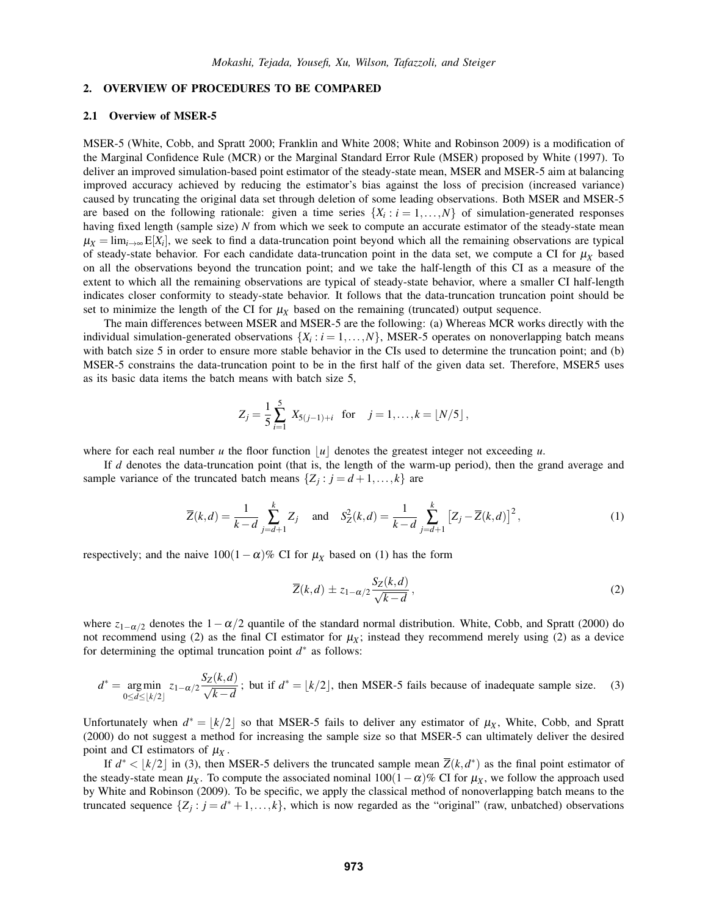## 2. OVERVIEW OF PROCEDURES TO BE COMPARED

### 2.1 Overview of MSER-5

MSER-5 (White, Cobb, and Spratt 2000; Franklin and White 2008; White and Robinson 2009) is a modification of the Marginal Confidence Rule (MCR) or the Marginal Standard Error Rule (MSER) proposed by White (1997). To deliver an improved simulation-based point estimator of the steady-state mean, MSER and MSER-5 aim at balancing improved accuracy achieved by reducing the estimator's bias against the loss of precision (increased variance) caused by truncating the original data set through deletion of some leading observations. Both MSER and MSER-5 are based on the following rationale: given a time series $\{X_i : i = 1,\ldots,N\}$ of simulation-generated responses having fixed length (sample size) $N$ from which we seek to compute an accurate estimator of the steady-state mean $\mu_X = \lim_{i\to\infty} \mathrm{E}[X_i]$, we seek to find a data-truncation point beyond which all the remaining observations are typical of steady-state behavior. For each candidate data-truncation point in the data set, we compute a CI for $\mu_X$ based on all the observations beyond the truncation point; and we take the half-length of this CI as a measure of the extent to which all the remaining observations are typical of steady-state behavior, where a smaller CI half-length indicates closer conformity to steady-state behavior. It follows that the data-truncation truncation point should be set to minimize the length of the CI for $\mu_X$ based on the remaining (truncated) output sequence.

The main differences between MSER and MSER-5 are the following: (a) Whereas MCR works directly with the individual simulation-generated observations $\{X_i : i = 1,\ldots,N\}$, MSER-5 operates on nonoverlapping batch means with batch size 5 in order to ensure more stable behavior in the CIs used to determine the truncation point; and (b) MSER-5 constrains the data-truncation point to be in the first half of the given data set. Therefore, MSER5 uses as its basic data items the batch means with batch size 5,

$$Z_j = \frac{1}{5}\sum_{i=1}^{5} X_{5(j-1)+i} \quad \text{for} \quad j = 1,\ldots,k = \lfloor N/5 \rfloor ,$$

where for each real number $u$ the floor function $\lfloor u \rfloor$ denotes the greatest integer not exceeding $u$.

If $d$ denotes the data-truncation point (that is, the length of the warm-up period), then the grand average and sample variance of the truncated batch means $\{Z_j : j = d+1,\ldots,k\}$ are

$$\overline{Z}(k,d) = \frac{1}{k-d}\sum_{j=d+1}^{k} Z_j \quad \text{and} \quad S_Z^2(k,d) = \frac{1}{k-d}\sum_{j=d+1}^{k}\left[Z_j - \overline{Z}(k,d)\right]^2 , \tag{1}$$

respectively; and the naive $100(1-\alpha)$% CI for $\mu_X$ based on (1) has the form

$$\overline{Z}(k,d) \pm z_{1-\alpha/2}\frac{S_Z(k,d)}{\sqrt{k-d}} , \tag{2}$$

where $z_{1-\alpha/2}$ denotes the $1-\alpha/2$ quantile of the standard normal distribution. White, Cobb, and Spratt (2000) do not recommend using (2) as the final CI estimator for $\mu_X$; instead they recommend merely using (2) as a device for determining the optimal truncation point $d^*$ as follows:

$$d^* = \underset{0\le d\le \lfloor k/2 \rfloor}{\arg\min}\; z_{1-\alpha/2}\frac{S_Z(k,d)}{\sqrt{k-d}} \text{; but if } d^* = \lfloor k/2 \rfloor \text{, then MSER-5 fails because of inadequate sample size.} \tag{3}$$

Unfortunately when $d^* = \lfloor k/2 \rfloor$ so that MSER-5 fails to deliver any estimator of $\mu_X$, White, Cobb, and Spratt (2000) do not suggest a method for increasing the sample size so that MSER-5 can ultimately deliver the desired point and CI estimators of $\mu_X$.

If $d^* < \lfloor k/2 \rfloor$ in (3), then MSER-5 delivers the truncated sample mean $\overline{Z}(k,d^*)$ as the final point estimator of the steady-state mean $\mu_X$. To compute the associated nominal $100(1-\alpha)$% CI for $\mu_X$, we follow the approach used by White and Robinson (2009). To be specific, we apply the classical method of nonoverlapping batch means to the truncated sequence $\{Z_j : j = d^*+1,\ldots,k\}$, which is now regarded as the "original" (raw, unbatched) observations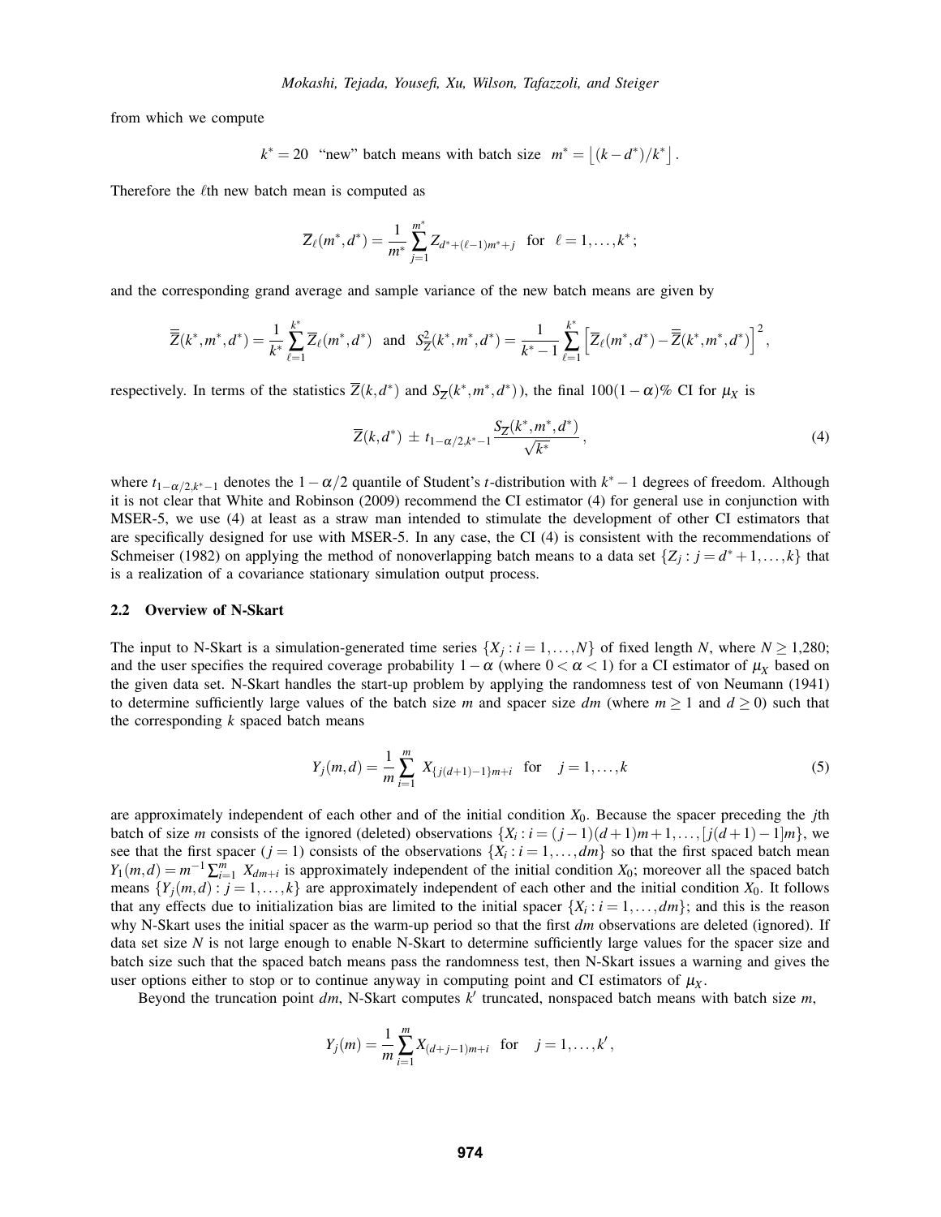from which we compute

$$k^* = 20 \ \text{ "new" batch means with batch size } \ m^* = \left\lfloor (k-d^*)/k^* \right\rfloor .$$

Therefore the $\ell$th new batch mean is computed as

$$\overline{Z}_\ell(m^*,d^*) = \frac{1}{m^*}\sum_{j=1}^{m^*} Z_{d^*+(\ell-1)m^*+j} \quad \text{for} \quad \ell = 1,\ldots,k^*;$$

and the corresponding grand average and sample variance of the new batch means are given by

$$\overline{\overline{Z}}(k^*,m^*,d^*) = \frac{1}{k^*}\sum_{\ell=1}^{k^*}\overline{Z}_\ell(m^*,d^*) \quad \text{and} \quad S^2_{\overline{Z}}(k^*,m^*,d^*) = \frac{1}{k^*-1}\sum_{\ell=1}^{k^*}\left[\overline{Z}_\ell(m^*,d^*) - \overline{\overline{Z}}(k^*,m^*,d^*)\right]^2,$$

respectively. In terms of the statistics $\overline{Z}(k,d^*)$ and $S_{\overline{Z}}(k^*,m^*,d^*)$), the final $100(1-\alpha)\%$ CI for $\mu_X$ is

$$\overline{Z}(k,d^*) \pm t_{1-\alpha/2,k^*-1}\frac{S_{\overline{Z}}(k^*,m^*,d^*)}{\sqrt{k^*}}, \tag{4}$$

where $t_{1-\alpha/2,k^*-1}$ denotes the $1-\alpha/2$ quantile of Student's $t$-distribution with $k^*-1$ degrees of freedom. Although it is not clear that White and Robinson (2009) recommend the CI estimator (4) for general use in conjunction with MSER-5, we use (4) at least as a straw man intended to stimulate the development of other CI estimators that are specifically designed for use with MSER-5. In any case, the CI (4) is consistent with the recommendations of Schmeiser (1982) on applying the method of nonoverlapping batch means to a data set $\{Z_j : j = d^*+1,\ldots,k\}$ that is a realization of a covariance stationary simulation output process.

### 2.2 Overview of N-Skart

The input to N-Skart is a simulation-generated time series $\{X_j : i = 1,\ldots,N\}$ of fixed length $N$, where $N \geq 1{,}280$; and the user specifies the required coverage probability $1-\alpha$ (where $0 < \alpha < 1$) for a CI estimator of $\mu_X$ based on the given data set. N-Skart handles the start-up problem by applying the randomness test of von Neumann (1941) to determine sufficiently large values of the batch size $m$ and spacer size $dm$ (where $m \geq 1$ and $d \geq 0$) such that the corresponding $k$ spaced batch means

$$Y_j(m,d) = \frac{1}{m}\sum_{i=1}^{m} X_{\{j(d+1)-1\}m+i} \quad \text{for} \quad j = 1,\ldots,k \tag{5}$$

are approximately independent of each other and of the initial condition $X_0$. Because the spacer preceding the $j$th batch of size $m$ consists of the ignored (deleted) observations $\{X_i : i = (j-1)(d+1)m+1,\ldots,[j(d+1)-1]m\}$, we see that the first spacer ($j = 1$) consists of the observations $\{X_i : i = 1,\ldots,dm\}$ so that the first spaced batch mean $Y_1(m,d) = m^{-1}\sum_{i=1}^{m} X_{dm+i}$ is approximately independent of the initial condition $X_0$; moreover all the spaced batch means $\{Y_j(m,d) : j = 1,\ldots,k\}$ are approximately independent of each other and the initial condition $X_0$. It follows that any effects due to initialization bias are limited to the initial spacer $\{X_i : i = 1,\ldots,dm\}$; and this is the reason why N-Skart uses the initial spacer as the warm-up period so that the first $dm$ observations are deleted (ignored). If data set size $N$ is not large enough to enable N-Skart to determine sufficiently large values for the spacer size and batch size such that the spaced batch means pass the randomness test, then N-Skart issues a warning and gives the user options either to stop or to continue anyway in computing point and CI estimators of $\mu_X$.

Beyond the truncation point $dm$, N-Skart computes $k'$ truncated, nonspaced batch means with batch size $m$,

$$Y_j(m) = \frac{1}{m}\sum_{i=1}^{m} X_{(d+j-1)m+i} \quad \text{for} \quad j = 1,\ldots,k',$$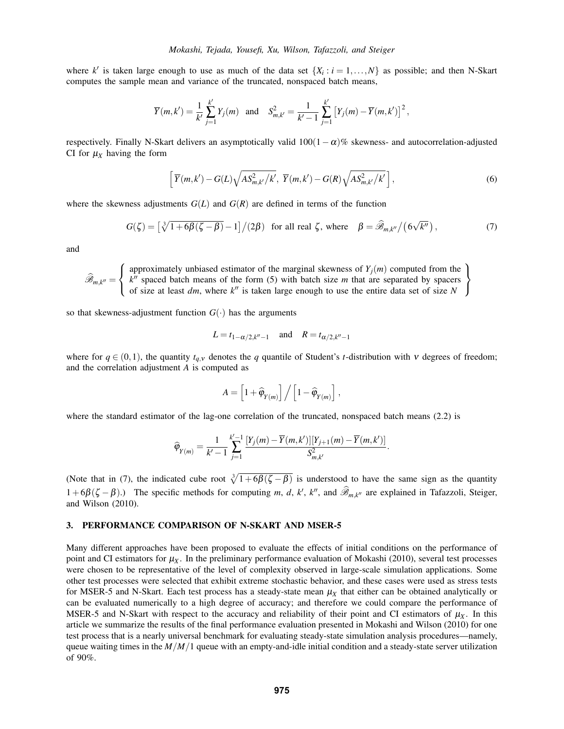where $k'$ is taken large enough to use as much of the data set $\{X_i : i = 1, \ldots, N\}$ as possible; and then N-Skart computes the sample mean and variance of the truncated, nonspaced batch means,

$$\overline{Y}(m,k') = \frac{1}{k'}\sum_{j=1}^{k'} Y_j(m) \quad \text{and} \quad S^2_{m,k'} = \frac{1}{k'-1}\sum_{j=1}^{k'}\left[Y_j(m) - \overline{Y}(m,k')\right]^2,$$

respectively. Finally N-Skart delivers an asymptotically valid $100(1-\alpha)\%$ skewness- and autocorrelation-adjusted CI for $\mu_X$ having the form

$$\left[\,\overline{Y}(m,k') - G(L)\sqrt{AS^2_{m,k'}/k'},\ \overline{Y}(m,k') - G(R)\sqrt{AS^2_{m,k'}/k'}\,\right], \tag{6}$$

where the skewness adjustments $G(L)$ and $G(R)$ are defined in terms of the function

$$G(\zeta) = \left[\sqrt[3]{1+6\beta(\zeta-\beta)} - 1\right]\big/(2\beta) \quad \text{for all real } \zeta, \text{ where} \quad \beta = \widehat{\mathscr{B}}_{m,k''}\big/\left(6\sqrt{k''}\right), \tag{7}$$

and

$$\widehat{\mathscr{B}}_{m,k''} = \left\{\begin{array}{l}\text{approximately unbiased estimator of the marginal skewness of } Y_j(m) \text{ computed from the} \\ k'' \text{ spaced batch means of the form (5) with batch size } m \text{ that are separated by spacers} \\ \text{of size at least } dm\text{, where } k'' \text{ is taken large enough to use the entire data set of size } N\end{array}\right\}$$

so that skewness-adjustment function $G(\cdot)$ has the arguments

$$L = t_{1-\alpha/2,k''-1} \quad \text{and} \quad R = t_{\alpha/2,k''-1}$$

where for $q \in (0,1)$, the quantity $t_{q,\nu}$ denotes the $q$ quantile of Student's $t$-distribution with $\nu$ degrees of freedom; and the correlation adjustment $A$ is computed as

$$A = \left[1 + \widehat{\varphi}_{Y(m)}\right]\Big/\left[1 - \widehat{\varphi}_{Y(m)}\right],$$

where the standard estimator of the lag-one correlation of the truncated, nonspaced batch means (2.2) is

$$\widehat{\varphi}_{Y(m)} = \frac{1}{k'-1}\sum_{j=1}^{k'-1}\frac{[Y_j(m)-\overline{Y}(m,k')][Y_{j+1}(m)-\overline{Y}(m,k')]}{S^2_{m,k'}}.$$

(Note that in (7), the indicated cube root $\sqrt[3]{1+6\beta(\zeta-\beta)}$ is understood to have the same sign as the quantity $1+6\beta(\zeta-\beta)$.) The specific methods for computing $m$, $d$, $k'$, $k''$, and $\widehat{\mathscr{B}}_{m,k''}$ are explained in Tafazzoli, Steiger, and Wilson (2010).

## 3. PERFORMANCE COMPARISON OF N-SKART AND MSER-5

Many different approaches have been proposed to evaluate the effects of initial conditions on the performance of point and CI estimators for $\mu_X$. In the preliminary performance evaluation of Mokashi (2010), several test processes were chosen to be representative of the level of complexity observed in large-scale simulation applications. Some other test processes were selected that exhibit extreme stochastic behavior, and these cases were used as stress tests for MSER-5 and N-Skart. Each test process has a steady-state mean $\mu_X$ that either can be obtained analytically or can be evaluated numerically to a high degree of accuracy; and therefore we could compare the performance of MSER-5 and N-Skart with respect to the accuracy and reliability of their point and CI estimators of $\mu_X$. In this article we summarize the results of the final performance evaluation presented in Mokashi and Wilson (2010) for one test process that is a nearly universal benchmark for evaluating steady-state simulation analysis procedures—namely, queue waiting times in the $M/M/1$ queue with an empty-and-idle initial condition and a steady-state server utilization of 90%.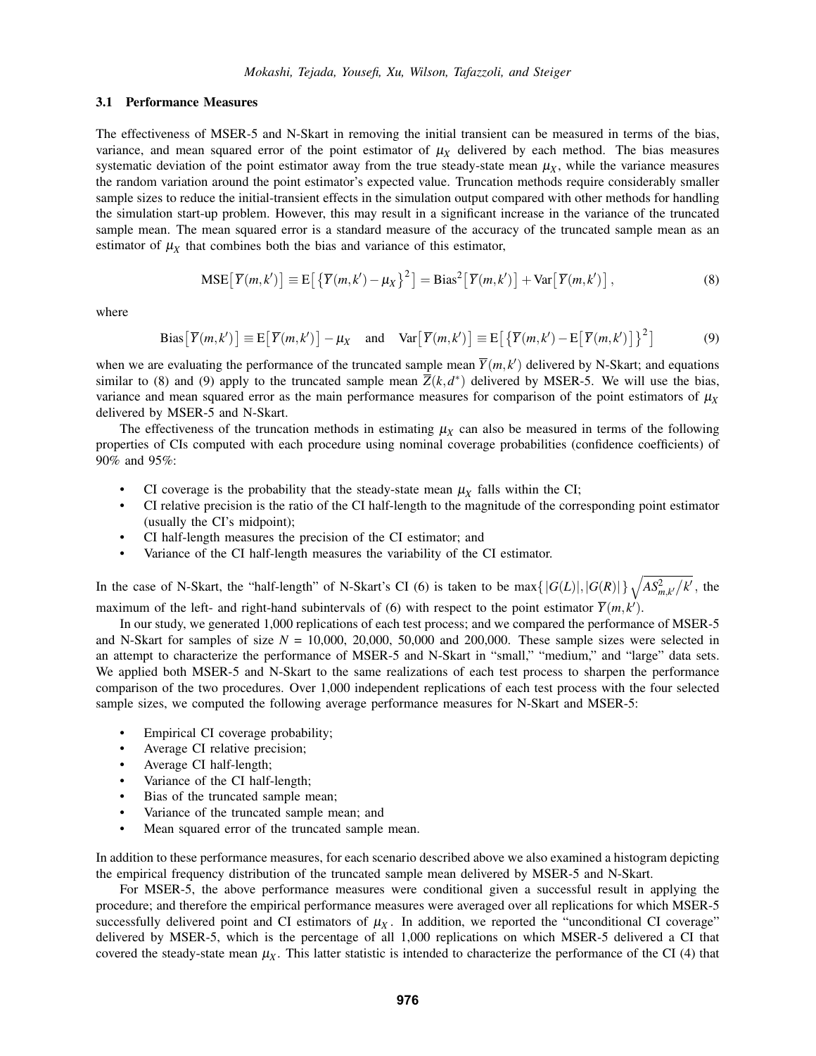### 3.1 Performance Measures

The effectiveness of MSER-5 and N-Skart in removing the initial transient can be measured in terms of the bias, variance, and mean squared error of the point estimator of $\mu_X$ delivered by each method. The bias measures systematic deviation of the point estimator away from the true steady-state mean $\mu_X$, while the variance measures the random variation around the point estimator's expected value. Truncation methods require considerably smaller sample sizes to reduce the initial-transient effects in the simulation output compared with other methods for handling the simulation start-up problem. However, this may result in a significant increase in the variance of the truncated sample mean. The mean squared error is a standard measure of the accuracy of the truncated sample mean as an estimator of $\mu_X$ that combines both the bias and variance of this estimator,

$$\mathrm{MSE}\big[\overline{Y}(m,k')\big] \equiv \mathrm{E}\big[\big\{\overline{Y}(m,k')-\mu_X\big\}^2\big] = \mathrm{Bias}^2\big[\overline{Y}(m,k')\big] + \mathrm{Var}\big[\overline{Y}(m,k')\big]\,, \tag{8}$$

where

$$\mathrm{Bias}\big[\overline{Y}(m,k')\big] \equiv \mathrm{E}\big[\overline{Y}(m,k')\big]-\mu_X \quad \text{and} \quad \mathrm{Var}\big[\overline{Y}(m,k')\big] \equiv \mathrm{E}\big[\big\{\overline{Y}(m,k')-\mathrm{E}\big[\overline{Y}(m,k')\big]\big\}^2\big] \tag{9}$$

when we are evaluating the performance of the truncated sample mean $\overline{Y}(m,k')$ delivered by N-Skart; and equations similar to (8) and (9) apply to the truncated sample mean $\overline{\overline{Z}}(k,d^*)$ delivered by MSER-5. We will use the bias, variance and mean squared error as the main performance measures for comparison of the point estimators of $\mu_X$ delivered by MSER-5 and N-Skart.

The effectiveness of the truncation methods in estimating $\mu_X$ can also be measured in terms of the following properties of CIs computed with each procedure using nominal coverage probabilities (confidence coefficients) of 90% and 95%:

- CI coverage is the probability that the steady-state mean $\mu_X$ falls within the CI;
- CI relative precision is the ratio of the CI half-length to the magnitude of the corresponding point estimator (usually the CI's midpoint);
- CI half-length measures the precision of the CI estimator; and
- Variance of the CI half-length measures the variability of the CI estimator.

In the case of N-Skart, the "half-length" of N-Skart's CI (6) is taken to be $\max\{|G(L)|,|G(R)|\}\sqrt{AS^2_{m,k'}/k'}$, the maximum of the left- and right-hand subintervals of (6) with respect to the point estimator $\overline{Y}(m,k')$.

In our study, we generated 1,000 replications of each test process; and we compared the performance of MSER-5 and N-Skart for samples of size $N$ = 10,000, 20,000, 50,000 and 200,000. These sample sizes were selected in an attempt to characterize the performance of MSER-5 and N-Skart in "small," "medium," and "large" data sets. We applied both MSER-5 and N-Skart to the same realizations of each test process to sharpen the performance comparison of the two procedures. Over 1,000 independent replications of each test process with the four selected sample sizes, we computed the following average performance measures for N-Skart and MSER-5:

- Empirical CI coverage probability;
- Average CI relative precision;
- Average CI half-length;
- Variance of the CI half-length;
- Bias of the truncated sample mean;
- Variance of the truncated sample mean; and
- Mean squared error of the truncated sample mean.

In addition to these performance measures, for each scenario described above we also examined a histogram depicting the empirical frequency distribution of the truncated sample mean delivered by MSER-5 and N-Skart.

For MSER-5, the above performance measures were conditional given a successful result in applying the procedure; and therefore the empirical performance measures were averaged over all replications for which MSER-5 successfully delivered point and CI estimators of $\mu_X$. In addition, we reported the "unconditional CI coverage" delivered by MSER-5, which is the percentage of all 1,000 replications on which MSER-5 delivered a CI that covered the steady-state mean $\mu_X$. This latter statistic is intended to characterize the performance of the CI (4) that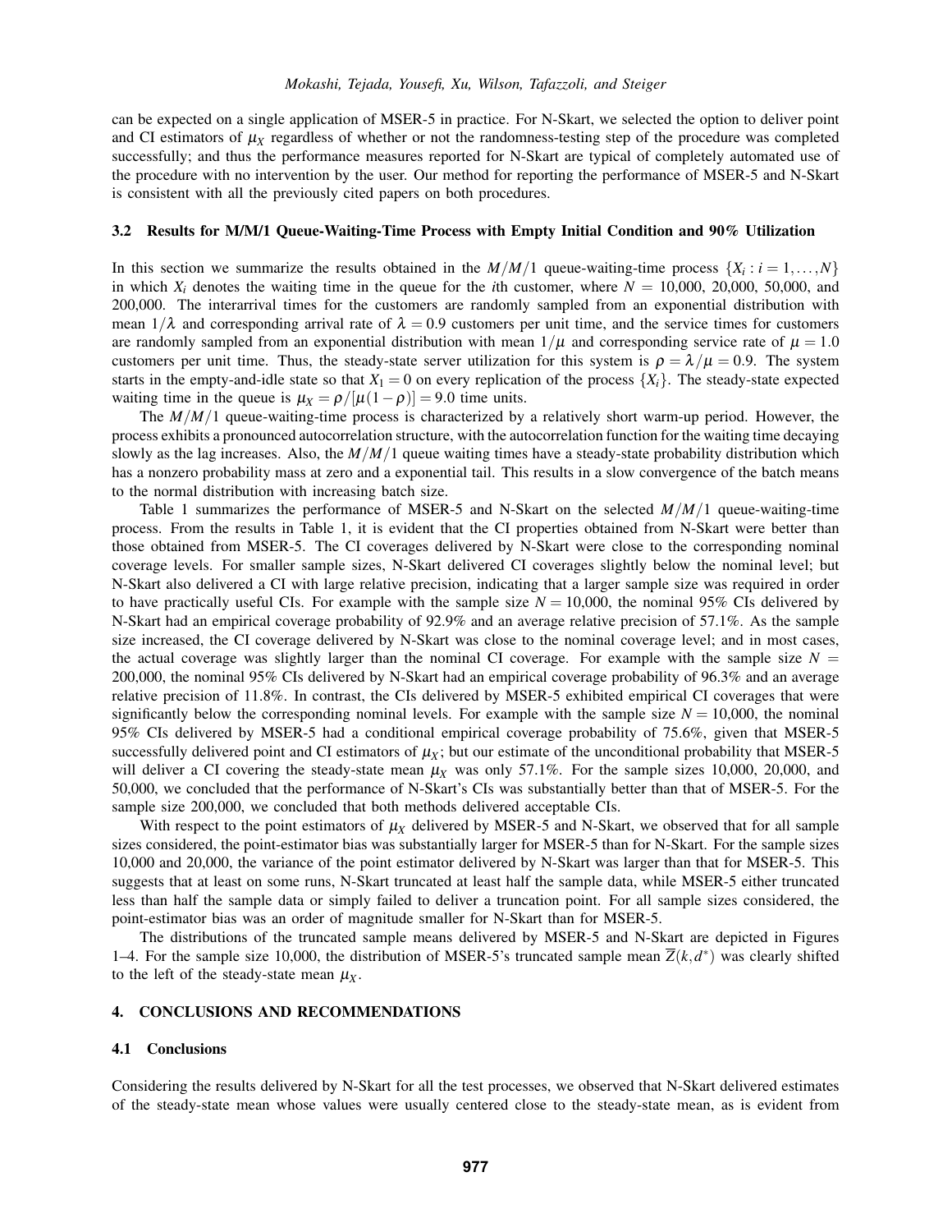can be expected on a single application of MSER-5 in practice. For N-Skart, we selected the option to deliver point and CI estimators of $\mu_X$ regardless of whether or not the randomness-testing step of the procedure was completed successfully; and thus the performance measures reported for N-Skart are typical of completely automated use of the procedure with no intervention by the user. Our method for reporting the performance of MSER-5 and N-Skart is consistent with all the previously cited papers on both procedures.

### 3.2 Results for M/M/1 Queue-Waiting-Time Process with Empty Initial Condition and 90% Utilization

In this section we summarize the results obtained in the $M/M/1$ queue-waiting-time process $\{X_i : i = 1, \ldots, N\}$ in which $X_i$ denotes the waiting time in the queue for the $i$th customer, where $N$ = 10,000, 20,000, 50,000, and 200,000. The interarrival times for the customers are randomly sampled from an exponential distribution with mean $1/\lambda$ and corresponding arrival rate of $\lambda = 0.9$ customers per unit time, and the service times for customers are randomly sampled from an exponential distribution with mean $1/\mu$ and corresponding service rate of $\mu = 1.0$ customers per unit time. Thus, the steady-state server utilization for this system is $\rho = \lambda/\mu = 0.9$. The system starts in the empty-and-idle state so that $X_1 = 0$ on every replication of the process $\{X_i\}$. The steady-state expected waiting time in the queue is $\mu_X = \rho/[\mu(1-\rho)] = 9.0$ time units.

The $M/M/1$ queue-waiting-time process is characterized by a relatively short warm-up period. However, the process exhibits a pronounced autocorrelation structure, with the autocorrelation function for the waiting time decaying slowly as the lag increases. Also, the $M/M/1$ queue waiting times have a steady-state probability distribution which has a nonzero probability mass at zero and a exponential tail. This results in a slow convergence of the batch means to the normal distribution with increasing batch size.

Table 1 summarizes the performance of MSER-5 and N-Skart on the selected $M/M/1$ queue-waiting-time process. From the results in Table 1, it is evident that the CI properties obtained from N-Skart were better than those obtained from MSER-5. The CI coverages delivered by N-Skart were close to the corresponding nominal coverage levels. For smaller sample sizes, N-Skart delivered CI coverages slightly below the nominal level; but N-Skart also delivered a CI with large relative precision, indicating that a larger sample size was required in order to have practically useful CIs. For example with the sample size $N$ = 10,000, the nominal 95% CIs delivered by N-Skart had an empirical coverage probability of 92.9% and an average relative precision of 57.1%. As the sample size increased, the CI coverage delivered by N-Skart was close to the nominal coverage level; and in most cases, the actual coverage was slightly larger than the nominal CI coverage. For example with the sample size $N$ = 200,000, the nominal 95% CIs delivered by N-Skart had an empirical coverage probability of 96.3% and an average relative precision of 11.8%. In contrast, the CIs delivered by MSER-5 exhibited empirical CI coverages that were significantly below the corresponding nominal levels. For example with the sample size $N$ = 10,000, the nominal 95% CIs delivered by MSER-5 had a conditional empirical coverage probability of 75.6%, given that MSER-5 successfully delivered point and CI estimators of $\mu_X$; but our estimate of the unconditional probability that MSER-5 will deliver a CI covering the steady-state mean $\mu_X$ was only 57.1%. For the sample sizes 10,000, 20,000, and 50,000, we concluded that the performance of N-Skart's CIs was substantially better than that of MSER-5. For the sample size 200,000, we concluded that both methods delivered acceptable CIs.

With respect to the point estimators of $\mu_X$ delivered by MSER-5 and N-Skart, we observed that for all sample sizes considered, the point-estimator bias was substantially larger for MSER-5 than for N-Skart. For the sample sizes 10,000 and 20,000, the variance of the point estimator delivered by N-Skart was larger than that for MSER-5. This suggests that at least on some runs, N-Skart truncated at least half the sample data, while MSER-5 either truncated less than half the sample data or simply failed to deliver a truncation point. For all sample sizes considered, the point-estimator bias was an order of magnitude smaller for N-Skart than for MSER-5.

The distributions of the truncated sample means delivered by MSER-5 and N-Skart are depicted in Figures 1–4. For the sample size 10,000, the distribution of MSER-5's truncated sample mean $\overline{Z}(k, d^*)$ was clearly shifted to the left of the steady-state mean $\mu_X$.

## 4. CONCLUSIONS AND RECOMMENDATIONS

### 4.1 Conclusions

Considering the results delivered by N-Skart for all the test processes, we observed that N-Skart delivered estimates of the steady-state mean whose values were usually centered close to the steady-state mean, as is evident from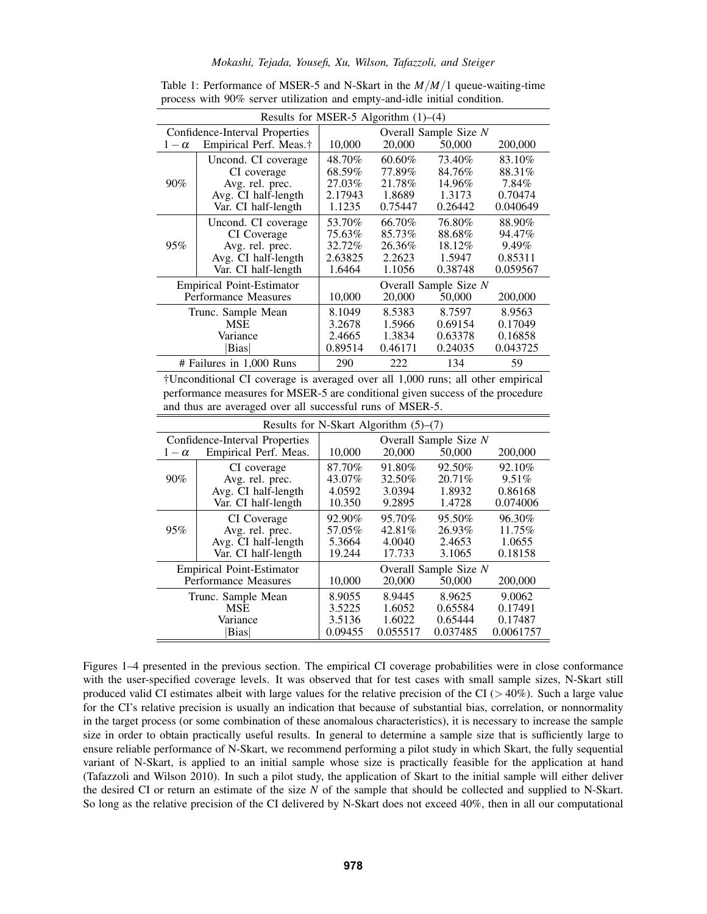Table 1: Performance of MSER-5 and N-Skart in the $M/M/1$ queue-waiting-time process with 90% server utilization and empty-and-idle initial condition.

| Results for MSER-5 Algorithm (1)–(4) | | | | | |
|---|---|---|---|---|---|
| Confidence-Interval Properties | | Overall Sample Size $N$ | | | |
| $1-\alpha$ | Empirical Perf. Meas.† | 10,000 | 20,000 | 50,000 | 200,000 |
| 90% | Uncond. CI coverage | 48.70% | 60.60% | 73.40% | 83.10% |
| | CI coverage | 68.59% | 77.89% | 84.76% | 88.31% |
| | Avg. rel. prec. | 27.03% | 21.78% | 14.96% | 7.84% |
| | Avg. CI half-length | 2.17943 | 1.8689 | 1.3173 | 0.70474 |
| | Var. CI half-length | 1.1235 | 0.75447 | 0.26442 | 0.040649 |
| 95% | Uncond. CI coverage | 53.70% | 66.70% | 76.80% | 88.90% |
| | CI Coverage | 75.63% | 85.73% | 88.68% | 94.47% |
| | Avg. rel. prec. | 32.72% | 26.36% | 18.12% | 9.49% |
| | Avg. CI half-length | 2.63825 | 2.2623 | 1.5947 | 0.85311 |
| | Var. CI half-length | 1.6464 | 1.1056 | 0.38748 | 0.059567 |
| Empirical Point-Estimator Performance Measures | | Overall Sample Size $N$ | | | |
| | | 10,000 | 20,000 | 50,000 | 200,000 |
| Trunc. Sample Mean | | 8.1049 | 8.5383 | 8.7597 | 8.9563 |
| MSE | | 3.2678 | 1.5966 | 0.69154 | 0.17049 |
| Variance | | 2.4665 | 1.3834 | 0.63378 | 0.16858 |
| \|Bias\| | | 0.89514 | 0.46171 | 0.24035 | 0.043725 |
| # Failures in 1,000 Runs | | 290 | 222 | 134 | 59 |

†Unconditional CI coverage is averaged over all 1,000 runs; all other empirical performance measures for MSER-5 are conditional given success of the procedure and thus are averaged over all successful runs of MSER-5.

| Results for N-Skart Algorithm (5)–(7) | | | | | |
|---|---|---|---|---|---|
| Confidence-Interval Properties | | Overall Sample Size $N$ | | | |
| $1-\alpha$ | Empirical Perf. Meas. | 10,000 | 20,000 | 50,000 | 200,000 |
| 90% | CI coverage | 87.70% | 91.80% | 92.50% | 92.10% |
| | Avg. rel. prec. | 43.07% | 32.50% | 20.71% | 9.51% |
| | Avg. CI half-length | 4.0592 | 3.0394 | 1.8932 | 0.86168 |
| | Var. CI half-length | 10.350 | 9.2895 | 1.4728 | 0.074006 |
| 95% | CI Coverage | 92.90% | 95.70% | 95.50% | 96.30% |
| | Avg. rel. prec. | 57.05% | 42.81% | 26.93% | 11.75% |
| | Avg. CI half-length | 5.3664 | 4.0040 | 2.4653 | 1.0655 |
| | Var. CI half-length | 19.244 | 17.733 | 3.1065 | 0.18158 |
| Empirical Point-Estimator Performance Measures | | Overall Sample Size $N$ | | | |
| | | 10,000 | 20,000 | 50,000 | 200,000 |
| Trunc. Sample Mean | | 8.9055 | 8.9445 | 8.9625 | 9.0062 |
| MSE | | 3.5225 | 1.6052 | 0.65584 | 0.17491 |
| Variance | | 3.5136 | 1.6022 | 0.65444 | 0.17487 |
| \|Bias\| | | 0.09455 | 0.055517 | 0.037485 | 0.0061757 |

Figures 1–4 presented in the previous section. The empirical CI coverage probabilities were in close conformance with the user-specified coverage levels. It was observed that for test cases with small sample sizes, N-Skart still produced valid CI estimates albeit with large values for the relative precision of the CI ($>40\%$). Such a large value for the CI's relative precision is usually an indication that because of substantial bias, correlation, or nonnormality in the target process (or some combination of these anomalous characteristics), it is necessary to increase the sample size in order to obtain practically useful results. In general to determine a sample size that is sufficiently large to ensure reliable performance of N-Skart, we recommend performing a pilot study in which Skart, the fully sequential variant of N-Skart, is applied to an initial sample whose size is practically feasible for the application at hand (Tafazzoli and Wilson 2010). In such a pilot study, the application of Skart to the initial sample will either deliver the desired CI or return an estimate of the size $N$ of the sample that should be collected and supplied to N-Skart. So long as the relative precision of the CI delivered by N-Skart does not exceed 40%, then in all our computational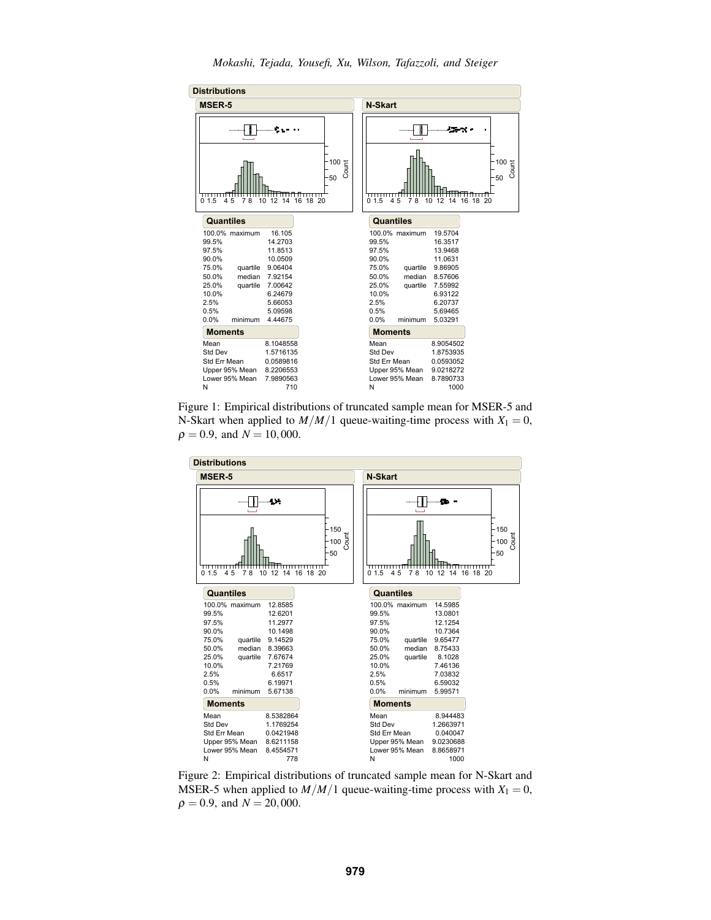**Distributions**

**MSER-5**

**Quantiles**

| | | |
|---|---|---|
| 100.0% | maximum | 16.105 |
| 99.5% | | 14.2703 |
| 97.5% | | 11.8513 |
| 90.0% | | 10.0509 |
| 75.0% | quartile | 9.06404 |
| 50.0% | median | 7.92154 |
| 25.0% | quartile | 7.00642 |
| 10.0% | | 6.24679 |
| 2.5% | | 5.66053 |
| 0.5% | | 5.09598 |
| 0.0% | minimum | 4.44675 |

**Moments**

| | |
|---|---|
| Mean | 8.1048558 |
| Std Dev | 1.5716135 |
| Std Err Mean | 0.0589816 |
| Upper 95% Mean | 8.2206553 |
| Lower 95% Mean | 7.9890563 |
| N | 710 |

**N-Skart**

**Quantiles**

| | | |
|---|---|---|
| 100.0% | maximum | 19.5704 |
| 99.5% | | 16.3517 |
| 97.5% | | 13.9468 |
| 90.0% | | 11.0631 |
| 75.0% | quartile | 9.86905 |
| 50.0% | median | 8.57606 |
| 25.0% | quartile | 7.55992 |
| 10.0% | | 6.93122 |
| 2.5% | | 6.20737 |
| 0.5% | | 5.69465 |
| 0.0% | minimum | 5.03291 |

**Moments**

| | |
|---|---|
| Mean | 8.9054502 |
| Std Dev | 1.8753935 |
| Std Err Mean | 0.0593052 |
| Upper 95% Mean | 9.0218272 |
| Lower 95% Mean | 8.7890733 |
| N | 1000 |

Figure 1: Empirical distributions of truncated sample mean for MSER-5 and N-Skart when applied to $M/M/1$ queue-waiting-time process with $X_1 = 0$, $\rho = 0.9$, and $N = 10,000$.

**Distributions**

**MSER-5**

**Quantiles**

| | | |
|---|---|---|
| 100.0% | maximum | 12.8585 |
| 99.5% | | 12.6201 |
| 97.5% | | 11.2977 |
| 90.0% | | 10.1498 |
| 75.0% | quartile | 9.14529 |
| 50.0% | median | 8.39663 |
| 25.0% | quartile | 7.67674 |
| 10.0% | | 7.21769 |
| 2.5% | | 6.6517 |
| 0.5% | | 6.19971 |
| 0.0% | minimum | 5.67138 |

**Moments**

| | |
|---|---|
| Mean | 8.5382864 |
| Std Dev | 1.1769254 |
| Std Err Mean | 0.0421948 |
| Upper 95% Mean | 8.6211158 |
| Lower 95% Mean | 8.4554571 |
| N | 778 |

**N-Skart**

**Quantiles**

| | | |
|---|---|---|
| 100.0% | maximum | 14.5985 |
| 99.5% | | 13.0801 |
| 97.5% | | 12.1254 |
| 90.0% | | 10.7364 |
| 75.0% | quartile | 9.65477 |
| 50.0% | median | 8.75433 |
| 25.0% | quartile | 8.1028 |
| 10.0% | | 7.46136 |
| 2.5% | | 7.03832 |
| 0.5% | | 6.59032 |
| 0.0% | minimum | 5.99571 |

**Moments**

| | |
|---|---|
| Mean | 8.944483 |
| Std Dev | 1.2663971 |
| Std Err Mean | 0.040047 |
| Upper 95% Mean | 9.0230688 |
| Lower 95% Mean | 8.8658971 |
| N | 1000 |

Figure 2: Empirical distributions of truncated sample mean for N-Skart and MSER-5 when applied to $M/M/1$ queue-waiting-time process with $X_1 = 0$, $\rho = 0.9$, and $N = 20,000$.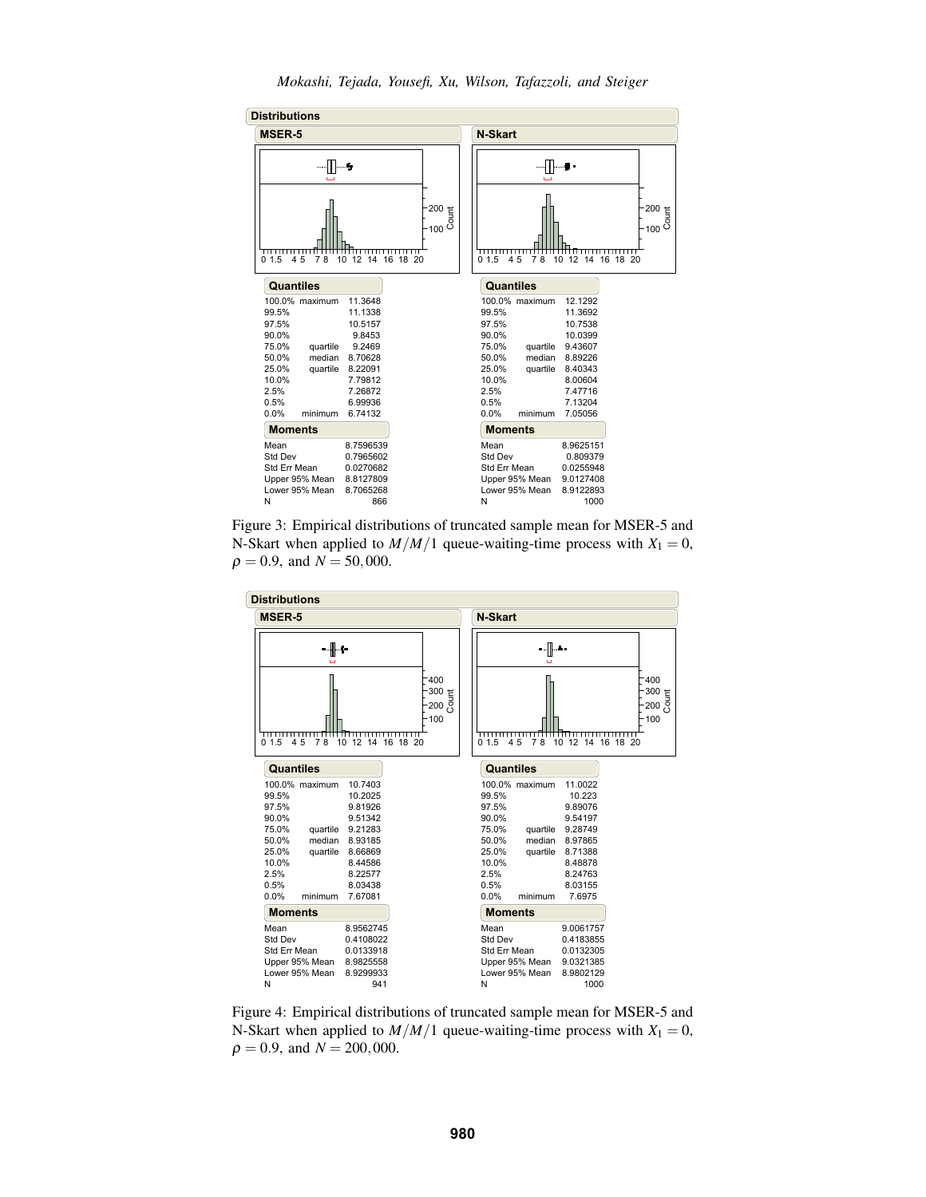## Distributions

### MSER-5

**Quantiles**

| | | |
|---|---|---|
| 100.0% | maximum | 11.3648 |
| 99.5% | | 11.1338 |
| 97.5% | | 10.5157 |
| 90.0% | | 9.8453 |
| 75.0% | quartile | 9.2469 |
| 50.0% | median | 8.70628 |
| 25.0% | quartile | 8.22091 |
| 10.0% | | 7.79812 |
| 2.5% | | 7.26872 |
| 0.5% | | 6.99936 |
| 0.0% | minimum | 6.74132 |

**Moments**

| | |
|---|---|
| Mean | 8.7596539 |
| Std Dev | 0.7965602 |
| Std Err Mean | 0.0270682 |
| Upper 95% Mean | 8.8127809 |
| Lower 95% Mean | 8.7065268 |
| N | 866 |

### N-Skart

**Quantiles**

| | | |
|---|---|---|
| 100.0% | maximum | 12.1292 |
| 99.5% | | 11.3692 |
| 97.5% | | 10.7538 |
| 90.0% | | 10.0399 |
| 75.0% | quartile | 9.43607 |
| 50.0% | median | 8.89226 |
| 25.0% | quartile | 8.40343 |
| 10.0% | | 8.00604 |
| 2.5% | | 7.47716 |
| 0.5% | | 7.13204 |
| 0.0% | minimum | 7.05056 |

**Moments**

| | |
|---|---|
| Mean | 8.9625151 |
| Std Dev | 0.809379 |
| Std Err Mean | 0.0255948 |
| Upper 95% Mean | 9.0127408 |
| Lower 95% Mean | 8.9122893 |
| N | 1000 |

Figure 3: Empirical distributions of truncated sample mean for MSER-5 and N-Skart when applied to $M/M/1$ queue-waiting-time process with $X_1 = 0$, $\rho = 0.9$, and $N = 50,000$.

## Distributions

### MSER-5

**Quantiles**

| | | |
|---|---|---|
| 100.0% | maximum | 10.7403 |
| 99.5% | | 10.2025 |
| 97.5% | | 9.81926 |
| 90.0% | | 9.51342 |
| 75.0% | quartile | 9.21283 |
| 50.0% | median | 8.93185 |
| 25.0% | quartile | 8.66869 |
| 10.0% | | 8.44586 |
| 2.5% | | 8.22577 |
| 0.5% | | 8.03438 |
| 0.0% | minimum | 7.67081 |

**Moments**

| | |
|---|---|
| Mean | 8.9562745 |
| Std Dev | 0.4108022 |
| Std Err Mean | 0.0133918 |
| Upper 95% Mean | 8.9825558 |
| Lower 95% Mean | 8.9299933 |
| N | 941 |

### N-Skart

**Quantiles**

| | | |
|---|---|---|
| 100.0% | maximum | 11.0022 |
| 99.5% | | 10.223 |
| 97.5% | | 9.89076 |
| 90.0% | | 9.54197 |
| 75.0% | quartile | 9.28749 |
| 50.0% | median | 8.97865 |
| 25.0% | quartile | 8.71388 |
| 10.0% | | 8.48878 |
| 2.5% | | 8.24763 |
| 0.5% | | 8.03155 |
| 0.0% | minimum | 7.6975 |

**Moments**

| | |
|---|---|
| Mean | 9.0061757 |
| Std Dev | 0.4183855 |
| Std Err Mean | 0.0132305 |
| Upper 95% Mean | 9.0321385 |
| Lower 95% Mean | 8.9802129 |
| N | 1000 |

Figure 4: Empirical distributions of truncated sample mean for MSER-5 and N-Skart when applied to $M/M/1$ queue-waiting-time process with $X_1 = 0$, $\rho = 0.9$, and $N = 200,000$.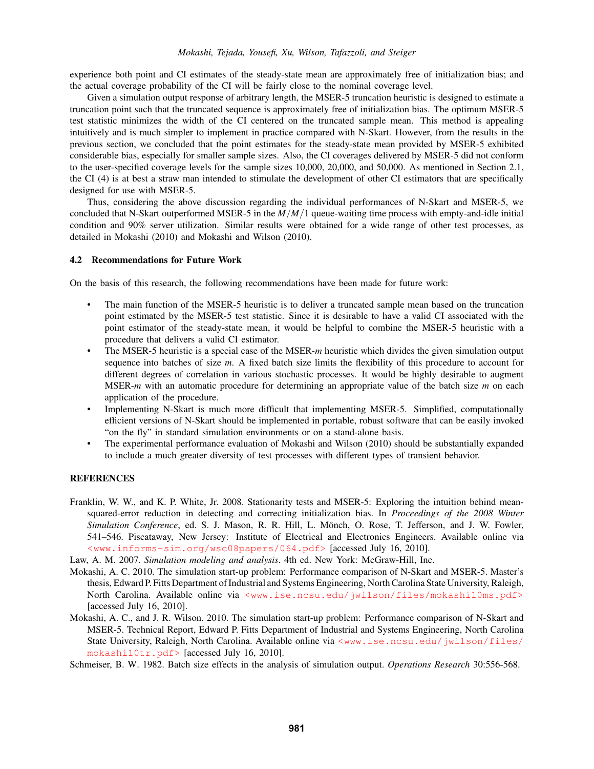experience both point and CI estimates of the steady-state mean are approximately free of initialization bias; and the actual coverage probability of the CI will be fairly close to the nominal coverage level.

Given a simulation output response of arbitrary length, the MSER-5 truncation heuristic is designed to estimate a truncation point such that the truncated sequence is approximately free of initialization bias. The optimum MSER-5 test statistic minimizes the width of the CI centered on the truncated sample mean. This method is appealing intuitively and is much simpler to implement in practice compared with N-Skart. However, from the results in the previous section, we concluded that the point estimates for the steady-state mean provided by MSER-5 exhibited considerable bias, especially for smaller sample sizes. Also, the CI coverages delivered by MSER-5 did not conform to the user-specified coverage levels for the sample sizes 10,000, 20,000, and 50,000. As mentioned in Section 2.1, the CI (4) is at best a straw man intended to stimulate the development of other CI estimators that are specifically designed for use with MSER-5.

Thus, considering the above discussion regarding the individual performances of N-Skart and MSER-5, we concluded that N-Skart outperformed MSER-5 in the $M/M/1$ queue-waiting time process with empty-and-idle initial condition and 90% server utilization. Similar results were obtained for a wide range of other test processes, as detailed in Mokashi (2010) and Mokashi and Wilson (2010).

### 4.2 Recommendations for Future Work

On the basis of this research, the following recommendations have been made for future work:

- The main function of the MSER-5 heuristic is to deliver a truncated sample mean based on the truncation point estimated by the MSER-5 test statistic. Since it is desirable to have a valid CI associated with the point estimator of the steady-state mean, it would be helpful to combine the MSER-5 heuristic with a procedure that delivers a valid CI estimator.
- The MSER-5 heuristic is a special case of the MSER-*m* heuristic which divides the given simulation output sequence into batches of size *m*. A fixed batch size limits the flexibility of this procedure to account for different degrees of correlation in various stochastic processes. It would be highly desirable to augment MSER-*m* with an automatic procedure for determining an appropriate value of the batch size *m* on each application of the procedure.
- Implementing N-Skart is much more difficult that implementing MSER-5. Simplified, computationally efficient versions of N-Skart should be implemented in portable, robust software that can be easily invoked "on the fly" in standard simulation environments or on a stand-alone basis.
- The experimental performance evaluation of Mokashi and Wilson (2010) should be substantially expanded to include a much greater diversity of test processes with different types of transient behavior.

## REFERENCES

Franklin, W. W., and K. P. White, Jr. 2008. Stationarity tests and MSER-5: Exploring the intuition behind mean-squared-error reduction in detecting and correcting initialization bias. In *Proceedings of the 2008 Winter Simulation Conference*, ed. S. J. Mason, R. R. Hill, L. Mönch, O. Rose, T. Jefferson, and J. W. Fowler, 541–546. Piscataway, New Jersey: Institute of Electrical and Electronics Engineers. Available online via <www.informs-sim.org/wsc08papers/064.pdf> [accessed July 16, 2010].

Law, A. M. 2007. *Simulation modeling and analysis*. 4th ed. New York: McGraw-Hill, Inc.

Mokashi, A. C. 2010. The simulation start-up problem: Performance comparison of N-Skart and MSER-5. Master's thesis, Edward P. Fitts Department of Industrial and Systems Engineering, North Carolina State University, Raleigh, North Carolina. Available online via <www.ise.ncsu.edu/jwilson/files/mokashi10ms.pdf> [accessed July 16, 2010].

Mokashi, A. C., and J. R. Wilson. 2010. The simulation start-up problem: Performance comparison of N-Skart and MSER-5. Technical Report, Edward P. Fitts Department of Industrial and Systems Engineering, North Carolina State University, Raleigh, North Carolina. Available online via <www.ise.ncsu.edu/jwilson/files/mokashi10tr.pdf> [accessed July 16, 2010].

Schmeiser, B. W. 1982. Batch size effects in the analysis of simulation output. *Operations Research* 30:556-568.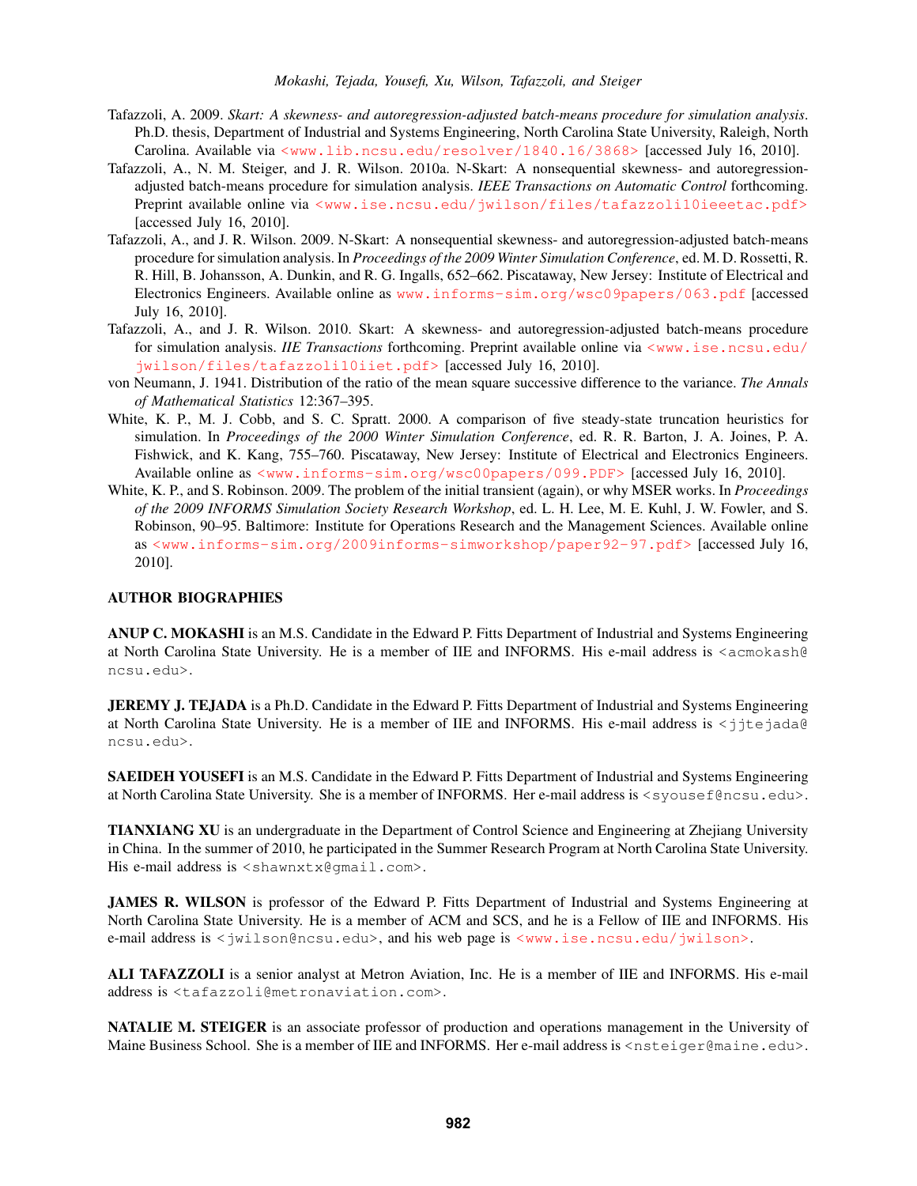Tafazzoli, A. 2009. *Skart: A skewness- and autoregression-adjusted batch-means procedure for simulation analysis*. Ph.D. thesis, Department of Industrial and Systems Engineering, North Carolina State University, Raleigh, North Carolina. Available via <www.lib.ncsu.edu/resolver/1840.16/3868> [accessed July 16, 2010].

Tafazzoli, A., N. M. Steiger, and J. R. Wilson. 2010a. N-Skart: A nonsequential skewness- and autoregression-adjusted batch-means procedure for simulation analysis. *IEEE Transactions on Automatic Control* forthcoming. Preprint available online via <www.ise.ncsu.edu/jwilson/files/tafazzoli10ieeetac.pdf> [accessed July 16, 2010].

Tafazzoli, A., and J. R. Wilson. 2009. N-Skart: A nonsequential skewness- and autoregression-adjusted batch-means procedure for simulation analysis. In *Proceedings of the 2009 Winter Simulation Conference*, ed. M. D. Rossetti, R. R. Hill, B. Johansson, A. Dunkin, and R. G. Ingalls, 652–662. Piscataway, New Jersey: Institute of Electrical and Electronics Engineers. Available online as www.informs-sim.org/wsc09papers/063.pdf [accessed July 16, 2010].

Tafazzoli, A., and J. R. Wilson. 2010. Skart: A skewness- and autoregression-adjusted batch-means procedure for simulation analysis. *IIE Transactions* forthcoming. Preprint available online via <www.ise.ncsu.edu/jwilson/files/tafazzoli10iiet.pdf> [accessed July 16, 2010].

von Neumann, J. 1941. Distribution of the ratio of the mean square successive difference to the variance. *The Annals of Mathematical Statistics* 12:367–395.

White, K. P., M. J. Cobb, and S. C. Spratt. 2000. A comparison of five steady-state truncation heuristics for simulation. In *Proceedings of the 2000 Winter Simulation Conference*, ed. R. R. Barton, J. A. Joines, P. A. Fishwick, and K. Kang, 755–760. Piscataway, New Jersey: Institute of Electrical and Electronics Engineers. Available online as <www.informs-sim.org/wsc00papers/099.PDF> [accessed July 16, 2010].

White, K. P., and S. Robinson. 2009. The problem of the initial transient (again), or why MSER works. In *Proceedings of the 2009 INFORMS Simulation Society Research Workshop*, ed. L. H. Lee, M. E. Kuhl, J. W. Fowler, and S. Robinson, 90–95. Baltimore: Institute for Operations Research and the Management Sciences. Available online as <www.informs-sim.org/2009informs-simworkshop/paper92-97.pdf> [accessed July 16, 2010].

## AUTHOR BIOGRAPHIES

**ANUP C. MOKASHI** is an M.S. Candidate in the Edward P. Fitts Department of Industrial and Systems Engineering at North Carolina State University. He is a member of IIE and INFORMS. His e-mail address is <acmokash@ncsu.edu>.

**JEREMY J. TEJADA** is a Ph.D. Candidate in the Edward P. Fitts Department of Industrial and Systems Engineering at North Carolina State University. He is a member of IIE and INFORMS. His e-mail address is <jjtejada@ncsu.edu>.

**SAEIDEH YOUSEFI** is an M.S. Candidate in the Edward P. Fitts Department of Industrial and Systems Engineering at North Carolina State University. She is a member of INFORMS. Her e-mail address is <syousef@ncsu.edu>.

**TIANXIANG XU** is an undergraduate in the Department of Control Science and Engineering at Zhejiang University in China. In the summer of 2010, he participated in the Summer Research Program at North Carolina State University. His e-mail address is <shawnxtx@gmail.com>.

**JAMES R. WILSON** is professor of the Edward P. Fitts Department of Industrial and Systems Engineering at North Carolina State University. He is a member of ACM and SCS, and he is a Fellow of IIE and INFORMS. His e-mail address is <jwilson@ncsu.edu>, and his web page is <www.ise.ncsu.edu/jwilson>.

**ALI TAFAZZOLI** is a senior analyst at Metron Aviation, Inc. He is a member of IIE and INFORMS. His e-mail address is <tafazzoli@metronaviation.com>.

**NATALIE M. STEIGER** is an associate professor of production and operations management in the University of Maine Business School. She is a member of IIE and INFORMS. Her e-mail address is <nsteiger@maine.edu>.